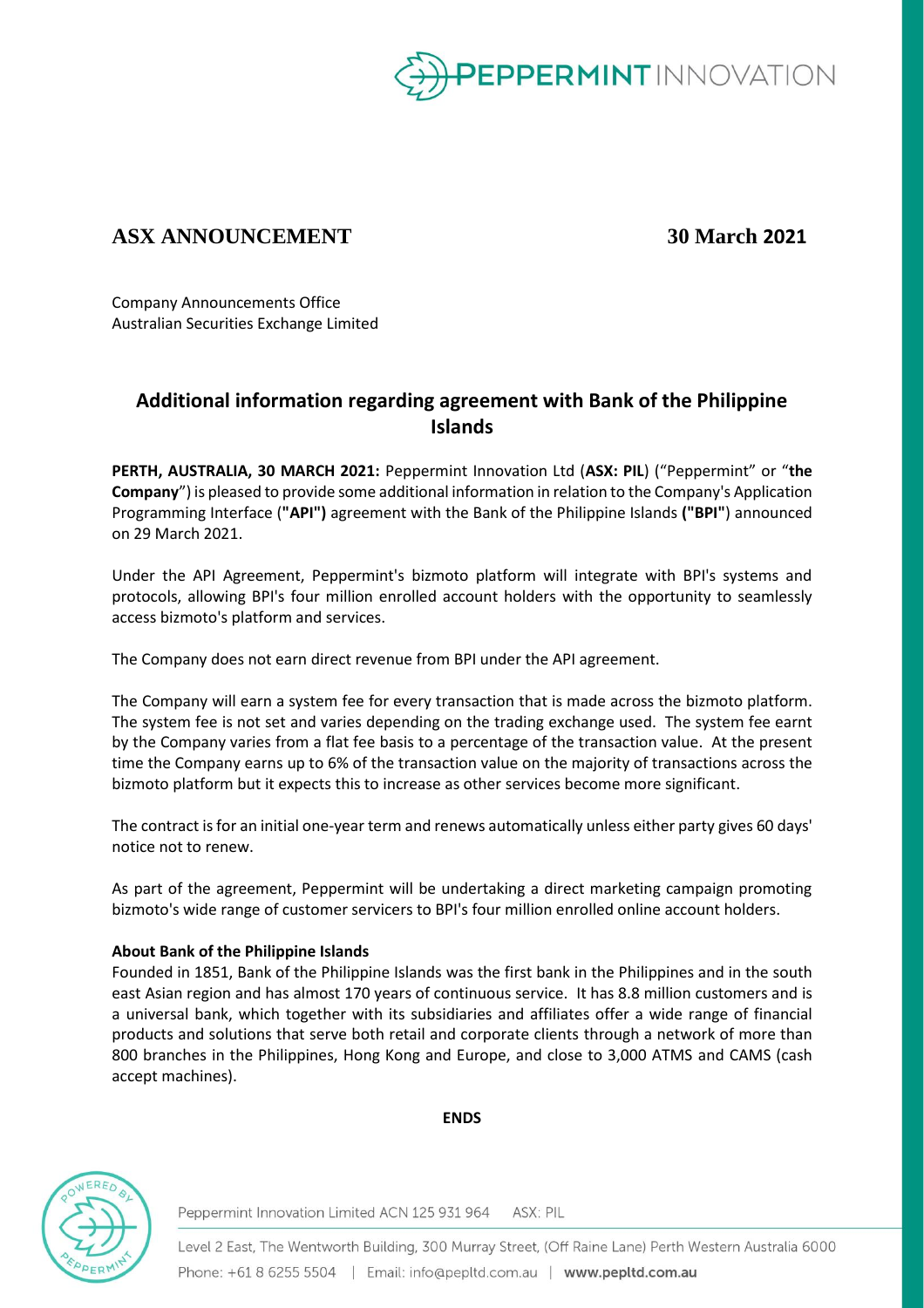**ASX ANNOUNCEMENT** **30 March 2021**

Company Announcements Office
Australian Securities Exchange Limited

# Additional information regarding agreement with Bank of the Philippine Islands

**PERTH, AUSTRALIA, 30 MARCH 2021:** Peppermint Innovation Ltd (**ASX: PIL**) ("Peppermint" or "**the Company**") is pleased to provide some additional information in relation to the Company's Application Programming Interface (**"API")** agreement with the Bank of the Philippine Islands **("BPI"**) announced on 29 March 2021.

Under the API Agreement, Peppermint's bizmoto platform will integrate with BPI's systems and protocols, allowing BPI's four million enrolled account holders with the opportunity to seamlessly access bizmoto's platform and services.

The Company does not earn direct revenue from BPI under the API agreement.

The Company will earn a system fee for every transaction that is made across the bizmoto platform. The system fee is not set and varies depending on the trading exchange used. The system fee earnt by the Company varies from a flat fee basis to a percentage of the transaction value. At the present time the Company earns up to 6% of the transaction value on the majority of transactions across the bizmoto platform but it expects this to increase as other services become more significant.

The contract is for an initial one-year term and renews automatically unless either party gives 60 days' notice not to renew.

As part of the agreement, Peppermint will be undertaking a direct marketing campaign promoting bizmoto's wide range of customer servicers to BPI's four million enrolled online account holders.

**About Bank of the Philippine Islands**

Founded in 1851, Bank of the Philippine Islands was the first bank in the Philippines and in the south east Asian region and has almost 170 years of continuous service. It has 8.8 million customers and is a universal bank, which together with its subsidiaries and affiliates offer a wide range of financial products and solutions that serve both retail and corporate clients through a network of more than 800 branches in the Philippines, Hong Kong and Europe, and close to 3,000 ATMS and CAMS (cash accept machines).

**ENDS**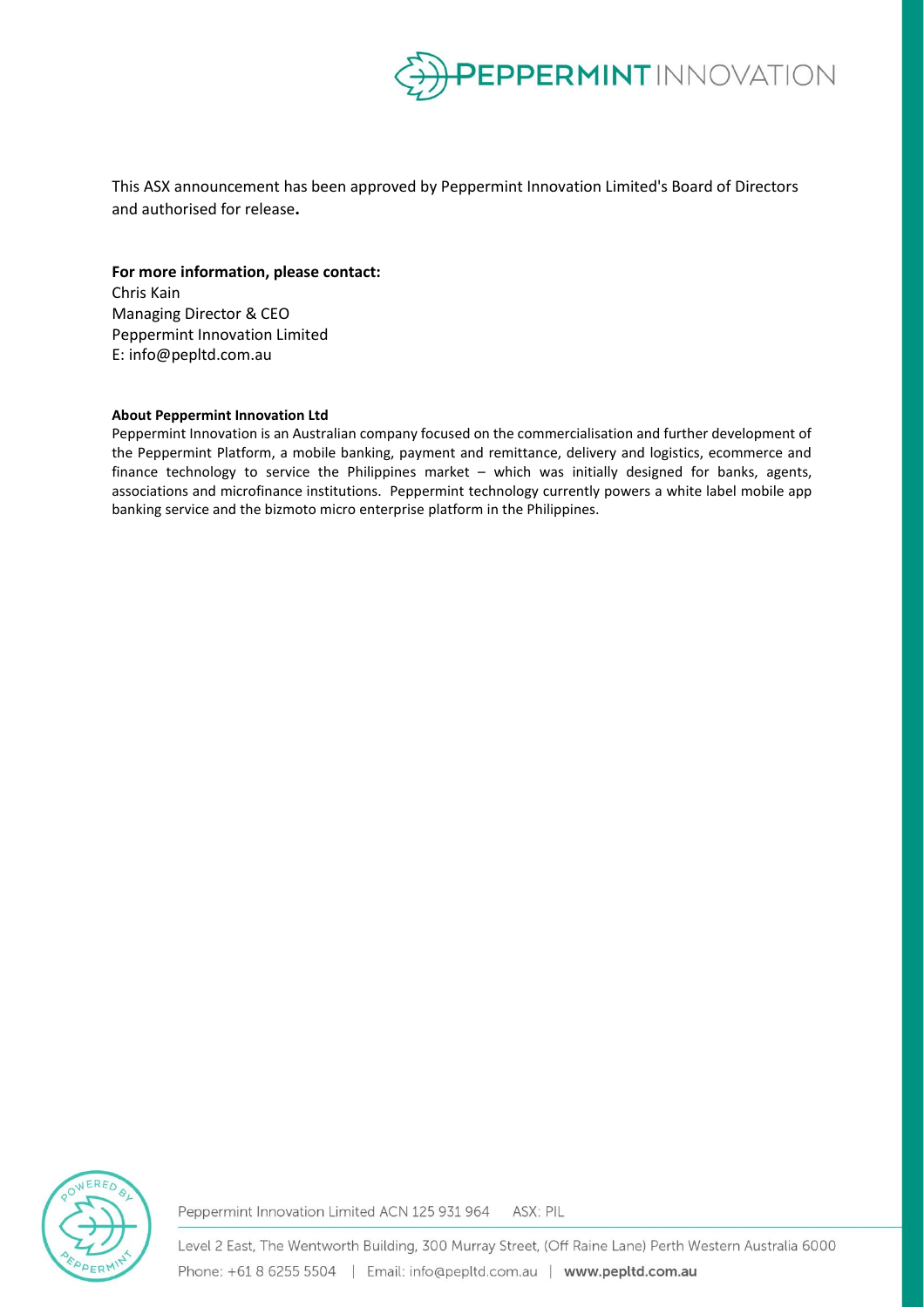This ASX announcement has been approved by Peppermint Innovation Limited's Board of Directors and authorised for release**.**

**For more information, please contact:**
Chris Kain
Managing Director & CEO
Peppermint Innovation Limited
E: info@pepltd.com.au

**About Peppermint Innovation Ltd**

Peppermint Innovation is an Australian company focused on the commercialisation and further development of the Peppermint Platform, a mobile banking, payment and remittance, delivery and logistics, ecommerce and finance technology to service the Philippines market – which was initially designed for banks, agents, associations and microfinance institutions. Peppermint technology currently powers a white label mobile app banking service and the bizmoto micro enterprise platform in the Philippines.